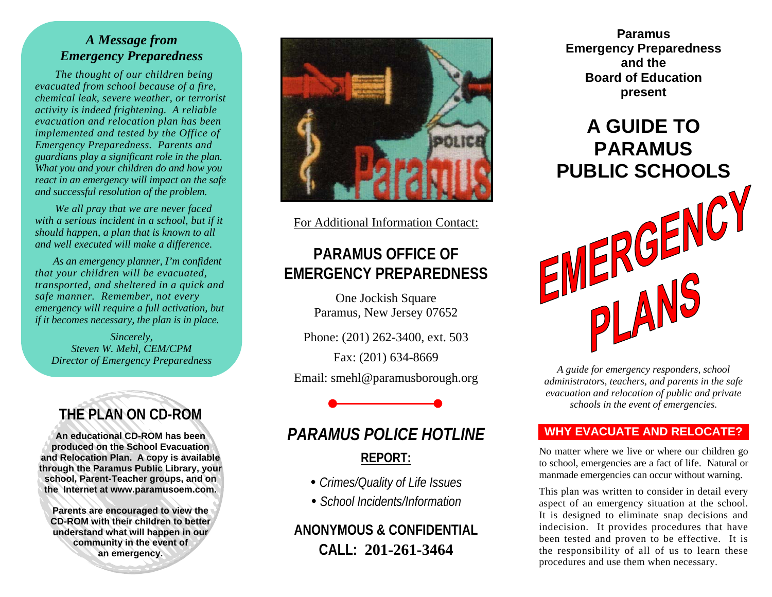## *A Message from Emergency Preparedness*

*The thought of our children being evacuated from school because of a fire, chemical leak, severe weather, or terrorist activity is indeed frightening. A reliable evacuation and relocation plan has been implemented and tested by the Office of Emergency Preparedness. Parents and guardians play a significant role in the plan. What you and your children do and how you react in an emergency will impact on the safe and successful resolution of the problem.*

*We all pray that we are never faced with a serious incident in a school, but if it should happen, a plan that is known to all and well executed will make a difference.*

*As an emergency planner, I'm confident that your children will be evacuated, transported, and sheltered in a quick and safe manner. Remember, not every emergency will require a full activation, but if it becomes necessary, the plan is in place.*

*Sincerely,*
*Steven W. Mehl, CEM/CPM*
*Director of Emergency Preparedness*

## THE PLAN ON CD-ROM

**An educational CD-ROM has been produced on the School Evacuation and Relocation Plan. A copy is available through the Paramus Public Library, your school, Parent-Teacher groups, and on the Internet at www.paramusoem.com.**

**Parents are encouraged to view the CD-ROM with their children to better understand what will happen in our community in the event of an emergency.**

For Additional Information Contact:

## PARAMUS OFFICE OF EMERGENCY PREPAREDNESS

One Jockish Square
Paramus, New Jersey 07652

Phone: (201) 262-3400, ext. 503

Fax: (201) 634-8669

Email: smehl@paramusborough.org

## *PARAMUS POLICE HOTLINE*

**REPORT:**

- *Crimes/Quality of Life Issues*
- *School Incidents/Information*

**ANONYMOUS & CONFIDENTIAL**
**CALL: 201-261-3464**

**Paramus Emergency Preparedness and the Board of Education present**

# A GUIDE TO PARAMUS PUBLIC SCHOOLS

# EMERGENCY PLANS

*A guide for emergency responders, school administrators, teachers, and parents in the safe evacuation and relocation of public and private schools in the event of emergencies.*

### WHY EVACUATE AND RELOCATE?

No matter where we live or where our children go to school, emergencies are a fact of life. Natural or manmade emergencies can occur without warning.

This plan was written to consider in detail every aspect of an emergency situation at the school. It is designed to eliminate snap decisions and indecision. It provides procedures that have been tested and proven to be effective. It is the responsibility of all of us to learn these procedures and use them when necessary.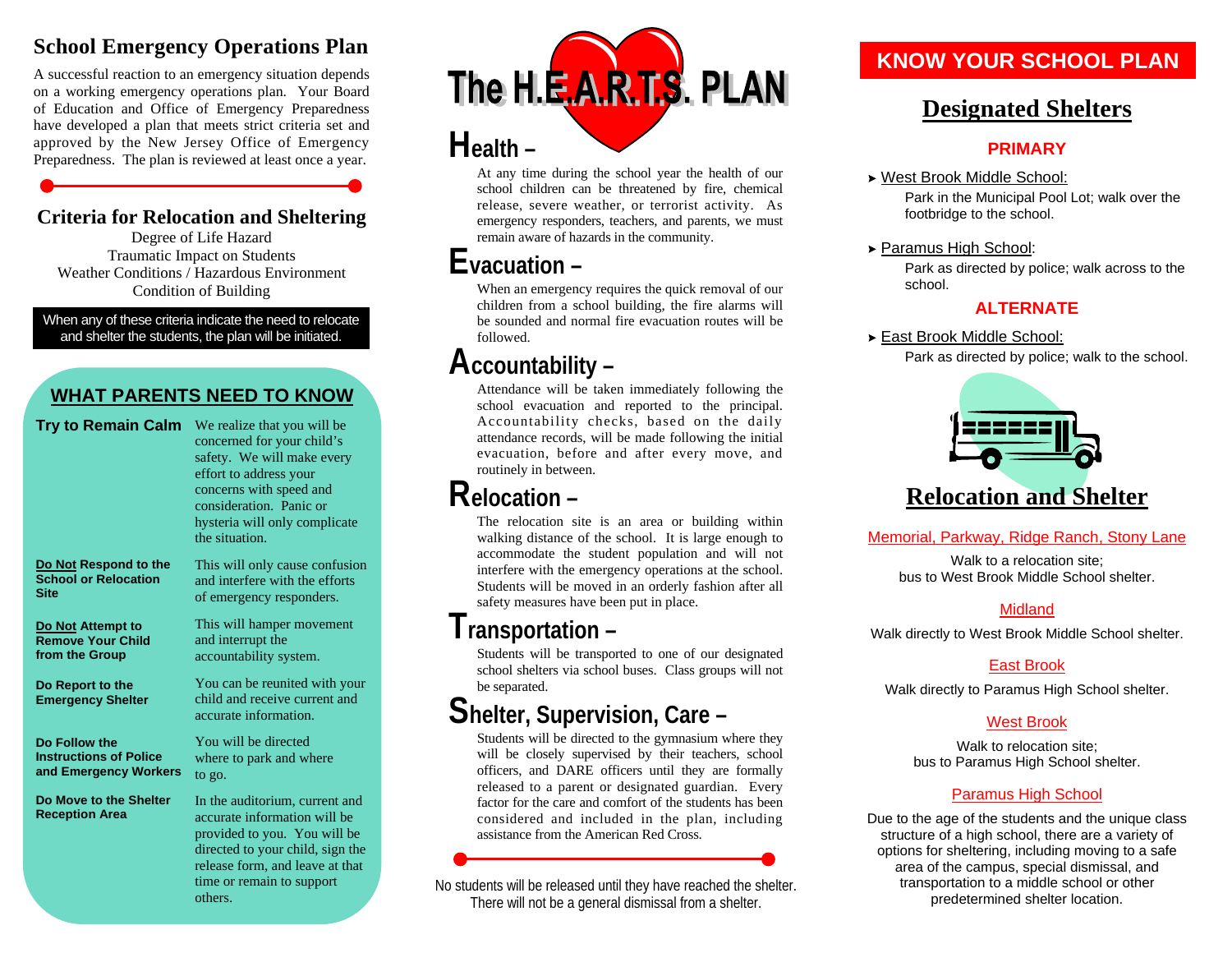## School Emergency Operations Plan

A successful reaction to an emergency situation depends on a working emergency operations plan. Your Board of Education and Office of Emergency Preparedness have developed a plan that meets strict criteria set and approved by the New Jersey Office of Emergency Preparedness. The plan is reviewed at least once a year.

## Criteria for Relocation and Sheltering

Degree of Life Hazard
Traumatic Impact on Students
Weather Conditions / Hazardous Environment
Condition of Building

When any of these criteria indicate the need to relocate and shelter the students, the plan will be initiated.

## WHAT PARENTS NEED TO KNOW

| | |
|---|---|
| **Try to Remain Calm** | We realize that you will be concerned for your child's safety. We will make every effort to address your concerns with speed and consideration. Panic or hysteria will only complicate the situation. |
| **Do Not Respond to the School or Relocation Site** | This will only cause confusion and interfere with the efforts of emergency responders. |
| **Do Not Attempt to Remove Your Child from the Group** | This will hamper movement and interrupt the accountability system. |
| **Do Report to the Emergency Shelter** | You can be reunited with your child and receive current and accurate information. |
| **Do Follow the Instructions of Police and Emergency Workers** | You will be directed where to park and where to go. |
| **Do Move to the Shelter Reception Area** | In the auditorium, current and accurate information will be provided to you. You will be directed to your child, sign the release form, and leave at that time or remain to support others. |

# The H.E.A.R.T.S. PLAN

## Health –

At any time during the school year the health of our school children can be threatened by fire, chemical release, severe weather, or terrorist activity. As emergency responders, teachers, and parents, we must remain aware of hazards in the community.

## Evacuation –

When an emergency requires the quick removal of our children from a school building, the fire alarms will be sounded and normal fire evacuation routes will be followed.

## Accountability –

Attendance will be taken immediately following the school evacuation and reported to the principal. Accountability checks, based on the daily attendance records, will be made following the initial evacuation, before and after every move, and routinely in between.

## Relocation –

The relocation site is an area or building within walking distance of the school. It is large enough to accommodate the student population and will not interfere with the emergency operations at the school. Students will be moved in an orderly fashion after all safety measures have been put in place.

## Transportation –

Students will be transported to one of our designated school shelters via school buses. Class groups will not be separated.

## Shelter, Supervision, Care –

Students will be directed to the gymnasium where they will be closely supervised by their teachers, school officers, and DARE officers until they are formally released to a parent or designated guardian. Every factor for the care and comfort of the students has been considered and included in the plan, including assistance from the American Red Cross.

No students will be released until they have reached the shelter. There will not be a general dismissal from a shelter.

## KNOW YOUR SCHOOL PLAN

## Designated Shelters

### PRIMARY

- West Brook Middle School:
  Park in the Municipal Pool Lot; walk over the footbridge to the school.
- Paramus High School:
  Park as directed by police; walk across to the school.

### ALTERNATE

- East Brook Middle School:
  Park as directed by police; walk to the school.

## Relocation and Shelter

**Memorial, Parkway, Ridge Ranch, Stony Lane**

Walk to a relocation site;
bus to West Brook Middle School shelter.

**Midland**

Walk directly to West Brook Middle School shelter.

**East Brook**

Walk directly to Paramus High School shelter.

**West Brook**

Walk to relocation site;
bus to Paramus High School shelter.

**Paramus High School**

Due to the age of the students and the unique class structure of a high school, there are a variety of options for sheltering, including moving to a safe area of the campus, special dismissal, and transportation to a middle school or other predetermined shelter location.